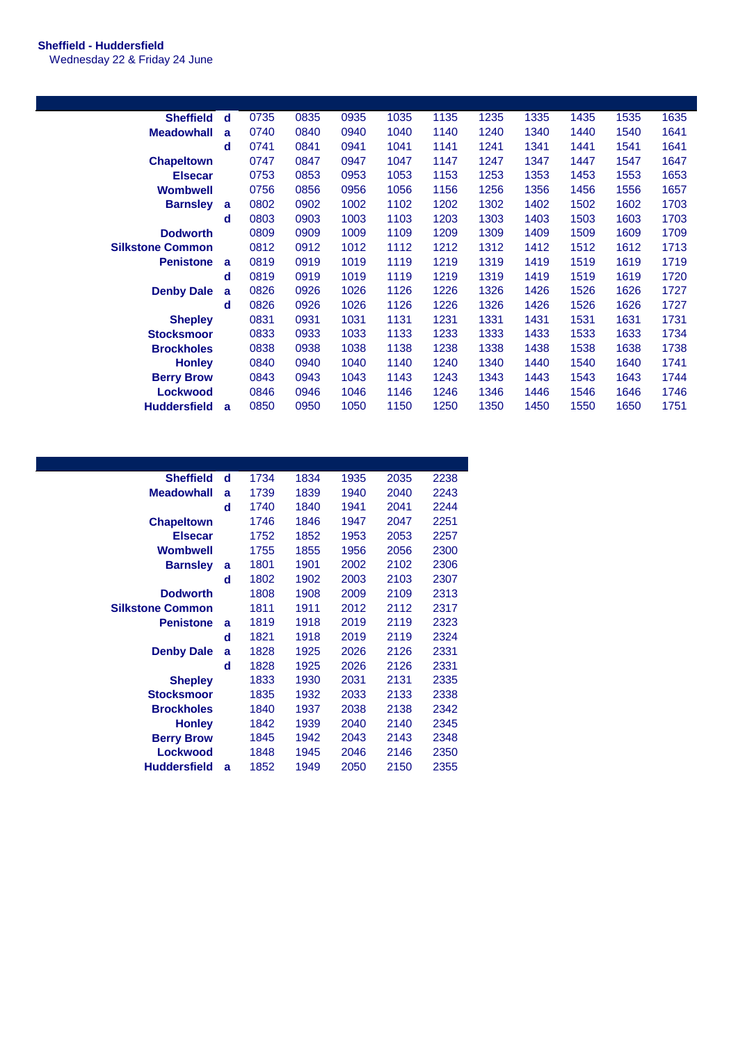**Sheffield - Huddersfield**

Wednesday 22 & Friday 24 June

| | | | | | | | | | | | |
|---|---|---|---|---|---|---|---|---|---|---|---|
| **Sheffield** | **d** | 0735 | 0835 | 0935 | 1035 | 1135 | 1235 | 1335 | 1435 | 1535 | 1635 |
| **Meadowhall** | **a** | 0740 | 0840 | 0940 | 1040 | 1140 | 1240 | 1340 | 1440 | 1540 | 1641 |
| | **d** | 0741 | 0841 | 0941 | 1041 | 1141 | 1241 | 1341 | 1441 | 1541 | 1641 |
| **Chapeltown** | | 0747 | 0847 | 0947 | 1047 | 1147 | 1247 | 1347 | 1447 | 1547 | 1647 |
| **Elsecar** | | 0753 | 0853 | 0953 | 1053 | 1153 | 1253 | 1353 | 1453 | 1553 | 1653 |
| **Wombwell** | | 0756 | 0856 | 0956 | 1056 | 1156 | 1256 | 1356 | 1456 | 1556 | 1657 |
| **Barnsley** | **a** | 0802 | 0902 | 1002 | 1102 | 1202 | 1302 | 1402 | 1502 | 1602 | 1703 |
| | **d** | 0803 | 0903 | 1003 | 1103 | 1203 | 1303 | 1403 | 1503 | 1603 | 1703 |
| **Dodworth** | | 0809 | 0909 | 1009 | 1109 | 1209 | 1309 | 1409 | 1509 | 1609 | 1709 |
| **Silkstone Common** | | 0812 | 0912 | 1012 | 1112 | 1212 | 1312 | 1412 | 1512 | 1612 | 1713 |
| **Penistone** | **a** | 0819 | 0919 | 1019 | 1119 | 1219 | 1319 | 1419 | 1519 | 1619 | 1719 |
| | **d** | 0819 | 0919 | 1019 | 1119 | 1219 | 1319 | 1419 | 1519 | 1619 | 1720 |
| **Denby Dale** | **a** | 0826 | 0926 | 1026 | 1126 | 1226 | 1326 | 1426 | 1526 | 1626 | 1727 |
| | **d** | 0826 | 0926 | 1026 | 1126 | 1226 | 1326 | 1426 | 1526 | 1626 | 1727 |
| **Shepley** | | 0831 | 0931 | 1031 | 1131 | 1231 | 1331 | 1431 | 1531 | 1631 | 1731 |
| **Stocksmoor** | | 0833 | 0933 | 1033 | 1133 | 1233 | 1333 | 1433 | 1533 | 1633 | 1734 |
| **Brockholes** | | 0838 | 0938 | 1038 | 1138 | 1238 | 1338 | 1438 | 1538 | 1638 | 1738 |
| **Honley** | | 0840 | 0940 | 1040 | 1140 | 1240 | 1340 | 1440 | 1540 | 1640 | 1741 |
| **Berry Brow** | | 0843 | 0943 | 1043 | 1143 | 1243 | 1343 | 1443 | 1543 | 1643 | 1744 |
| **Lockwood** | | 0846 | 0946 | 1046 | 1146 | 1246 | 1346 | 1446 | 1546 | 1646 | 1746 |
| **Huddersfield** | **a** | 0850 | 0950 | 1050 | 1150 | 1250 | 1350 | 1450 | 1550 | 1650 | 1751 |

| | | | | | | |
|---|---|---|---|---|---|---|
| **Sheffield** | **d** | 1734 | 1834 | 1935 | 2035 | 2238 |
| **Meadowhall** | **a** | 1739 | 1839 | 1940 | 2040 | 2243 |
| | **d** | 1740 | 1840 | 1941 | 2041 | 2244 |
| **Chapeltown** | | 1746 | 1846 | 1947 | 2047 | 2251 |
| **Elsecar** | | 1752 | 1852 | 1953 | 2053 | 2257 |
| **Wombwell** | | 1755 | 1855 | 1956 | 2056 | 2300 |
| **Barnsley** | **a** | 1801 | 1901 | 2002 | 2102 | 2306 |
| | **d** | 1802 | 1902 | 2003 | 2103 | 2307 |
| **Dodworth** | | 1808 | 1908 | 2009 | 2109 | 2313 |
| **Silkstone Common** | | 1811 | 1911 | 2012 | 2112 | 2317 |
| **Penistone** | **a** | 1819 | 1918 | 2019 | 2119 | 2323 |
| | **d** | 1821 | 1918 | 2019 | 2119 | 2324 |
| **Denby Dale** | **a** | 1828 | 1925 | 2026 | 2126 | 2331 |
| | **d** | 1828 | 1925 | 2026 | 2126 | 2331 |
| **Shepley** | | 1833 | 1930 | 2031 | 2131 | 2335 |
| **Stocksmoor** | | 1835 | 1932 | 2033 | 2133 | 2338 |
| **Brockholes** | | 1840 | 1937 | 2038 | 2138 | 2342 |
| **Honley** | | 1842 | 1939 | 2040 | 2140 | 2345 |
| **Berry Brow** | | 1845 | 1942 | 2043 | 2143 | 2348 |
| **Lockwood** | | 1848 | 1945 | 2046 | 2146 | 2350 |
| **Huddersfield** | **a** | 1852 | 1949 | 2050 | 2150 | 2355 |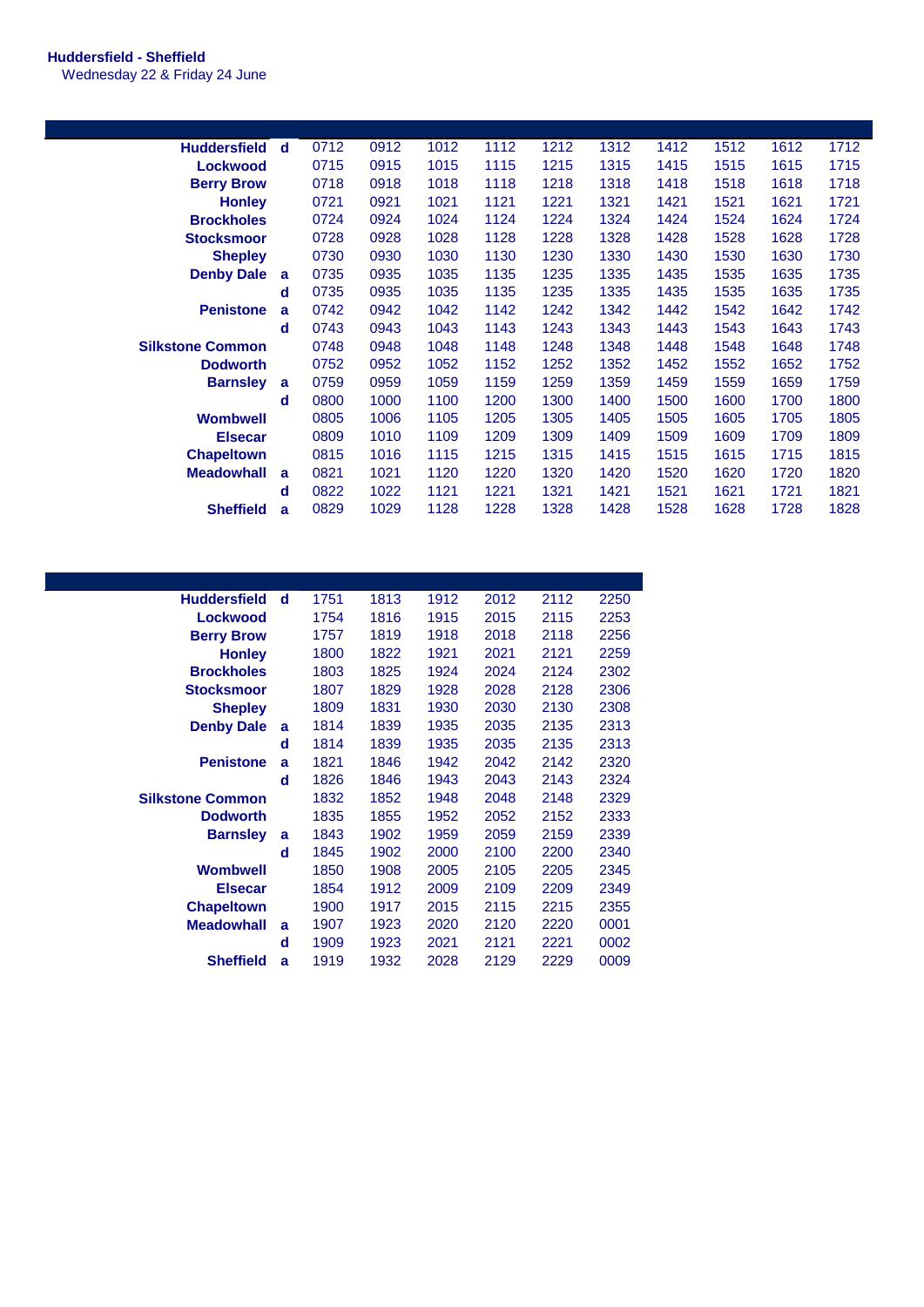**Huddersfield - Sheffield**
Wednesday 22 & Friday 24 June

| | | | | | | | | | | | |
|---|---|---|---|---|---|---|---|---|---|---|---|
| **Huddersfield** | **d** | 0712 | 0912 | 1012 | 1112 | 1212 | 1312 | 1412 | 1512 | 1612 | 1712 |
| **Lockwood** | | 0715 | 0915 | 1015 | 1115 | 1215 | 1315 | 1415 | 1515 | 1615 | 1715 |
| **Berry Brow** | | 0718 | 0918 | 1018 | 1118 | 1218 | 1318 | 1418 | 1518 | 1618 | 1718 |
| **Honley** | | 0721 | 0921 | 1021 | 1121 | 1221 | 1321 | 1421 | 1521 | 1621 | 1721 |
| **Brockholes** | | 0724 | 0924 | 1024 | 1124 | 1224 | 1324 | 1424 | 1524 | 1624 | 1724 |
| **Stocksmoor** | | 0728 | 0928 | 1028 | 1128 | 1228 | 1328 | 1428 | 1528 | 1628 | 1728 |
| **Shepley** | | 0730 | 0930 | 1030 | 1130 | 1230 | 1330 | 1430 | 1530 | 1630 | 1730 |
| **Denby Dale** | **a** | 0735 | 0935 | 1035 | 1135 | 1235 | 1335 | 1435 | 1535 | 1635 | 1735 |
| | **d** | 0735 | 0935 | 1035 | 1135 | 1235 | 1335 | 1435 | 1535 | 1635 | 1735 |
| **Penistone** | **a** | 0742 | 0942 | 1042 | 1142 | 1242 | 1342 | 1442 | 1542 | 1642 | 1742 |
| | **d** | 0743 | 0943 | 1043 | 1143 | 1243 | 1343 | 1443 | 1543 | 1643 | 1743 |
| **Silkstone Common** | | 0748 | 0948 | 1048 | 1148 | 1248 | 1348 | 1448 | 1548 | 1648 | 1748 |
| **Dodworth** | | 0752 | 0952 | 1052 | 1152 | 1252 | 1352 | 1452 | 1552 | 1652 | 1752 |
| **Barnsley** | **a** | 0759 | 0959 | 1059 | 1159 | 1259 | 1359 | 1459 | 1559 | 1659 | 1759 |
| | **d** | 0800 | 1000 | 1100 | 1200 | 1300 | 1400 | 1500 | 1600 | 1700 | 1800 |
| **Wombwell** | | 0805 | 1006 | 1105 | 1205 | 1305 | 1405 | 1505 | 1605 | 1705 | 1805 |
| **Elsecar** | | 0809 | 1010 | 1109 | 1209 | 1309 | 1409 | 1509 | 1609 | 1709 | 1809 |
| **Chapeltown** | | 0815 | 1016 | 1115 | 1215 | 1315 | 1415 | 1515 | 1615 | 1715 | 1815 |
| **Meadowhall** | **a** | 0821 | 1021 | 1120 | 1220 | 1320 | 1420 | 1520 | 1620 | 1720 | 1820 |
| | **d** | 0822 | 1022 | 1121 | 1221 | 1321 | 1421 | 1521 | 1621 | 1721 | 1821 |
| **Sheffield** | **a** | 0829 | 1029 | 1128 | 1228 | 1328 | 1428 | 1528 | 1628 | 1728 | 1828 |

| | | | | | | | |
|---|---|---|---|---|---|---|---|
| **Huddersfield** | **d** | 1751 | 1813 | 1912 | 2012 | 2112 | 2250 |
| **Lockwood** | | 1754 | 1816 | 1915 | 2015 | 2115 | 2253 |
| **Berry Brow** | | 1757 | 1819 | 1918 | 2018 | 2118 | 2256 |
| **Honley** | | 1800 | 1822 | 1921 | 2021 | 2121 | 2259 |
| **Brockholes** | | 1803 | 1825 | 1924 | 2024 | 2124 | 2302 |
| **Stocksmoor** | | 1807 | 1829 | 1928 | 2028 | 2128 | 2306 |
| **Shepley** | | 1809 | 1831 | 1930 | 2030 | 2130 | 2308 |
| **Denby Dale** | **a** | 1814 | 1839 | 1935 | 2035 | 2135 | 2313 |
| | **d** | 1814 | 1839 | 1935 | 2035 | 2135 | 2313 |
| **Penistone** | **a** | 1821 | 1846 | 1942 | 2042 | 2142 | 2320 |
| | **d** | 1826 | 1846 | 1943 | 2043 | 2143 | 2324 |
| **Silkstone Common** | | 1832 | 1852 | 1948 | 2048 | 2148 | 2329 |
| **Dodworth** | | 1835 | 1855 | 1952 | 2052 | 2152 | 2333 |
| **Barnsley** | **a** | 1843 | 1902 | 1959 | 2059 | 2159 | 2339 |
| | **d** | 1845 | 1902 | 2000 | 2100 | 2200 | 2340 |
| **Wombwell** | | 1850 | 1908 | 2005 | 2105 | 2205 | 2345 |
| **Elsecar** | | 1854 | 1912 | 2009 | 2109 | 2209 | 2349 |
| **Chapeltown** | | 1900 | 1917 | 2015 | 2115 | 2215 | 2355 |
| **Meadowhall** | **a** | 1907 | 1923 | 2020 | 2120 | 2220 | 0001 |
| | **d** | 1909 | 1923 | 2021 | 2121 | 2221 | 0002 |
| **Sheffield** | **a** | 1919 | 1932 | 2028 | 2129 | 2229 | 0009 |